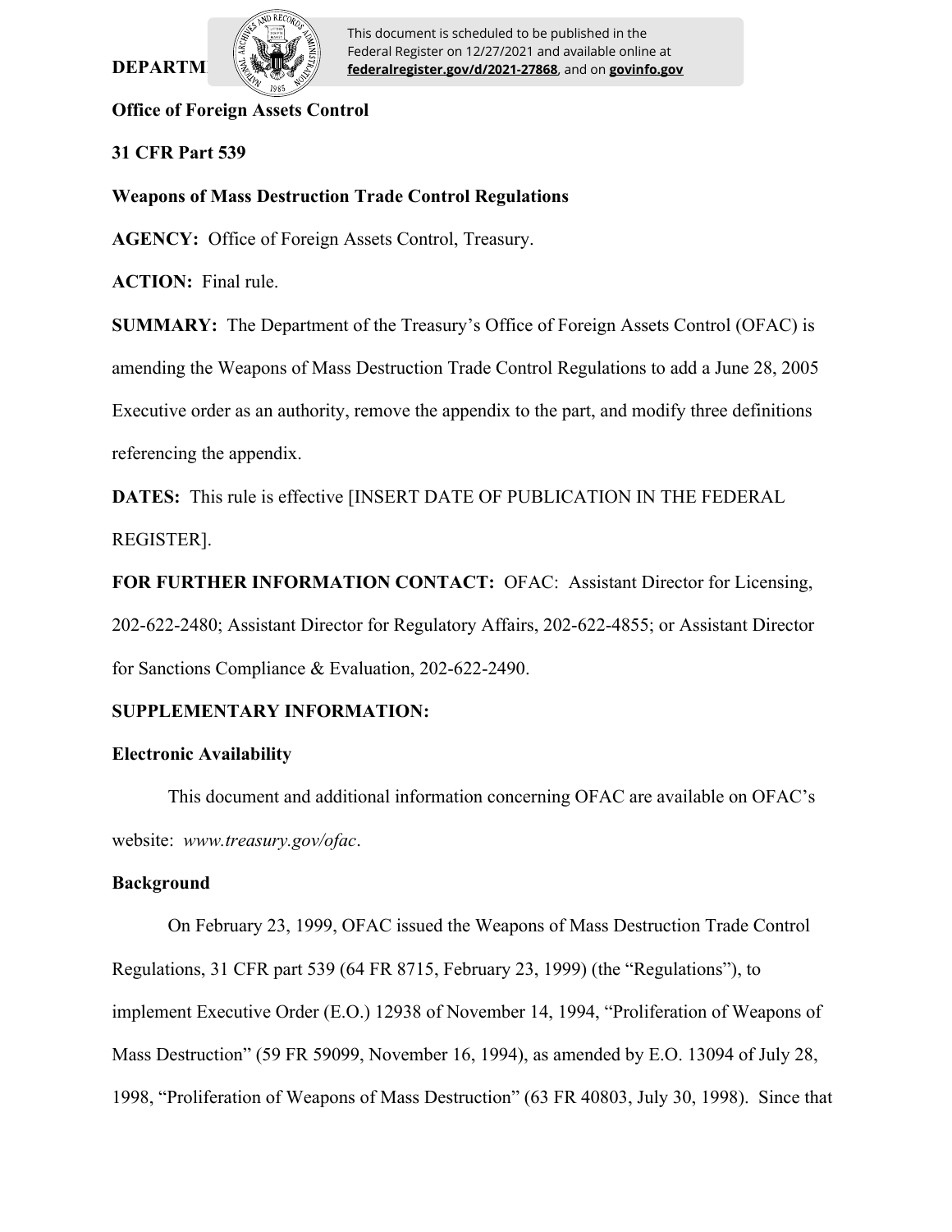**DEPARTMENT OF THE TREASURY**

This document is scheduled to be published in the Federal Register on 12/27/2021 and available online at **federalregister.gov/d/2021-27868**, and on **govinfo.gov**

**Office of Foreign Assets Control**

**31 CFR Part 539**

**Weapons of Mass Destruction Trade Control Regulations**

**AGENCY:** Office of Foreign Assets Control, Treasury.

**ACTION:** Final rule.

**SUMMARY:** The Department of the Treasury's Office of Foreign Assets Control (OFAC) is amending the Weapons of Mass Destruction Trade Control Regulations to add a June 28, 2005 Executive order as an authority, remove the appendix to the part, and modify three definitions referencing the appendix.

**DATES:** This rule is effective [INSERT DATE OF PUBLICATION IN THE FEDERAL REGISTER].

**FOR FURTHER INFORMATION CONTACT:** OFAC: Assistant Director for Licensing, 202-622-2480; Assistant Director for Regulatory Affairs, 202-622-4855; or Assistant Director for Sanctions Compliance & Evaluation, 202-622-2490.

**SUPPLEMENTARY INFORMATION:**

**Electronic Availability**

This document and additional information concerning OFAC are available on OFAC's website: *www.treasury.gov/ofac*.

**Background**

On February 23, 1999, OFAC issued the Weapons of Mass Destruction Trade Control Regulations, 31 CFR part 539 (64 FR 8715, February 23, 1999) (the "Regulations"), to implement Executive Order (E.O.) 12938 of November 14, 1994, "Proliferation of Weapons of Mass Destruction" (59 FR 59099, November 16, 1994), as amended by E.O. 13094 of July 28, 1998, "Proliferation of Weapons of Mass Destruction" (63 FR 40803, July 30, 1998). Since that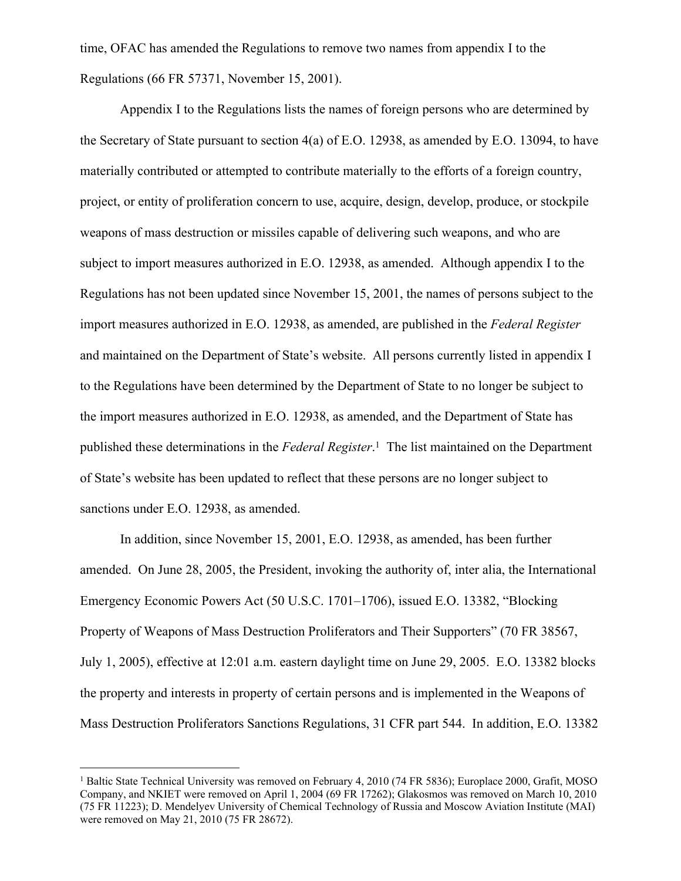time, OFAC has amended the Regulations to remove two names from appendix I to the Regulations (66 FR 57371, November 15, 2001).

Appendix I to the Regulations lists the names of foreign persons who are determined by the Secretary of State pursuant to section 4(a) of E.O. 12938, as amended by E.O. 13094, to have materially contributed or attempted to contribute materially to the efforts of a foreign country, project, or entity of proliferation concern to use, acquire, design, develop, produce, or stockpile weapons of mass destruction or missiles capable of delivering such weapons, and who are subject to import measures authorized in E.O. 12938, as amended. Although appendix I to the Regulations has not been updated since November 15, 2001, the names of persons subject to the import measures authorized in E.O. 12938, as amended, are published in the *Federal Register* and maintained on the Department of State's website. All persons currently listed in appendix I to the Regulations have been determined by the Department of State to no longer be subject to the import measures authorized in E.O. 12938, as amended, and the Department of State has published these determinations in the *Federal Register*.[1] The list maintained on the Department of State's website has been updated to reflect that these persons are no longer subject to sanctions under E.O. 12938, as amended.

In addition, since November 15, 2001, E.O. 12938, as amended, has been further amended. On June 28, 2005, the President, invoking the authority of, inter alia, the International Emergency Economic Powers Act (50 U.S.C. 1701–1706), issued E.O. 13382, "Blocking Property of Weapons of Mass Destruction Proliferators and Their Supporters" (70 FR 38567, July 1, 2005), effective at 12:01 a.m. eastern daylight time on June 29, 2005. E.O. 13382 blocks the property and interests in property of certain persons and is implemented in the Weapons of Mass Destruction Proliferators Sanctions Regulations, 31 CFR part 544. In addition, E.O. 13382

[1] Baltic State Technical University was removed on February 4, 2010 (74 FR 5836); Europlace 2000, Grafit, MOSO Company, and NKIET were removed on April 1, 2004 (69 FR 17262); Glakosmos was removed on March 10, 2010 (75 FR 11223); D. Mendelyev University of Chemical Technology of Russia and Moscow Aviation Institute (MAI) were removed on May 21, 2010 (75 FR 28672).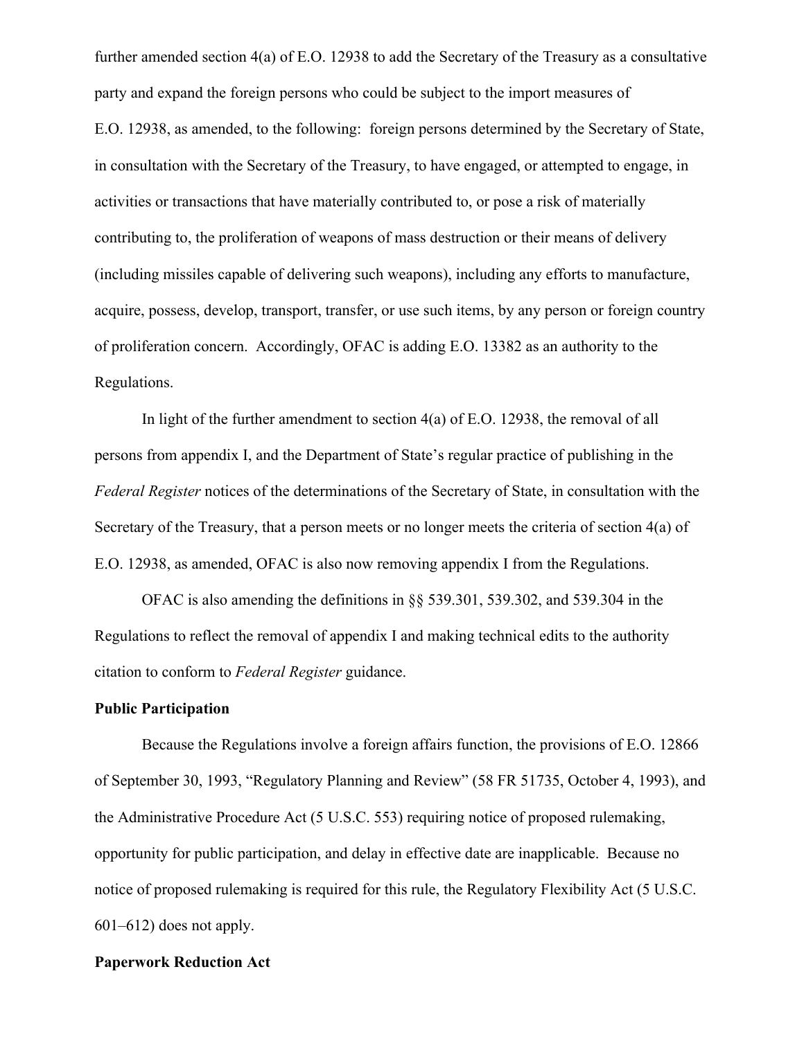further amended section 4(a) of E.O. 12938 to add the Secretary of the Treasury as a consultative party and expand the foreign persons who could be subject to the import measures of E.O. 12938, as amended, to the following: foreign persons determined by the Secretary of State, in consultation with the Secretary of the Treasury, to have engaged, or attempted to engage, in activities or transactions that have materially contributed to, or pose a risk of materially contributing to, the proliferation of weapons of mass destruction or their means of delivery (including missiles capable of delivering such weapons), including any efforts to manufacture, acquire, possess, develop, transport, transfer, or use such items, by any person or foreign country of proliferation concern. Accordingly, OFAC is adding E.O. 13382 as an authority to the Regulations.

In light of the further amendment to section 4(a) of E.O. 12938, the removal of all persons from appendix I, and the Department of State's regular practice of publishing in the *Federal Register* notices of the determinations of the Secretary of State, in consultation with the Secretary of the Treasury, that a person meets or no longer meets the criteria of section 4(a) of E.O. 12938, as amended, OFAC is also now removing appendix I from the Regulations.

OFAC is also amending the definitions in §§ 539.301, 539.302, and 539.304 in the Regulations to reflect the removal of appendix I and making technical edits to the authority citation to conform to *Federal Register* guidance.

**Public Participation**

Because the Regulations involve a foreign affairs function, the provisions of E.O. 12866 of September 30, 1993, "Regulatory Planning and Review" (58 FR 51735, October 4, 1993), and the Administrative Procedure Act (5 U.S.C. 553) requiring notice of proposed rulemaking, opportunity for public participation, and delay in effective date are inapplicable. Because no notice of proposed rulemaking is required for this rule, the Regulatory Flexibility Act (5 U.S.C. 601–612) does not apply.

**Paperwork Reduction Act**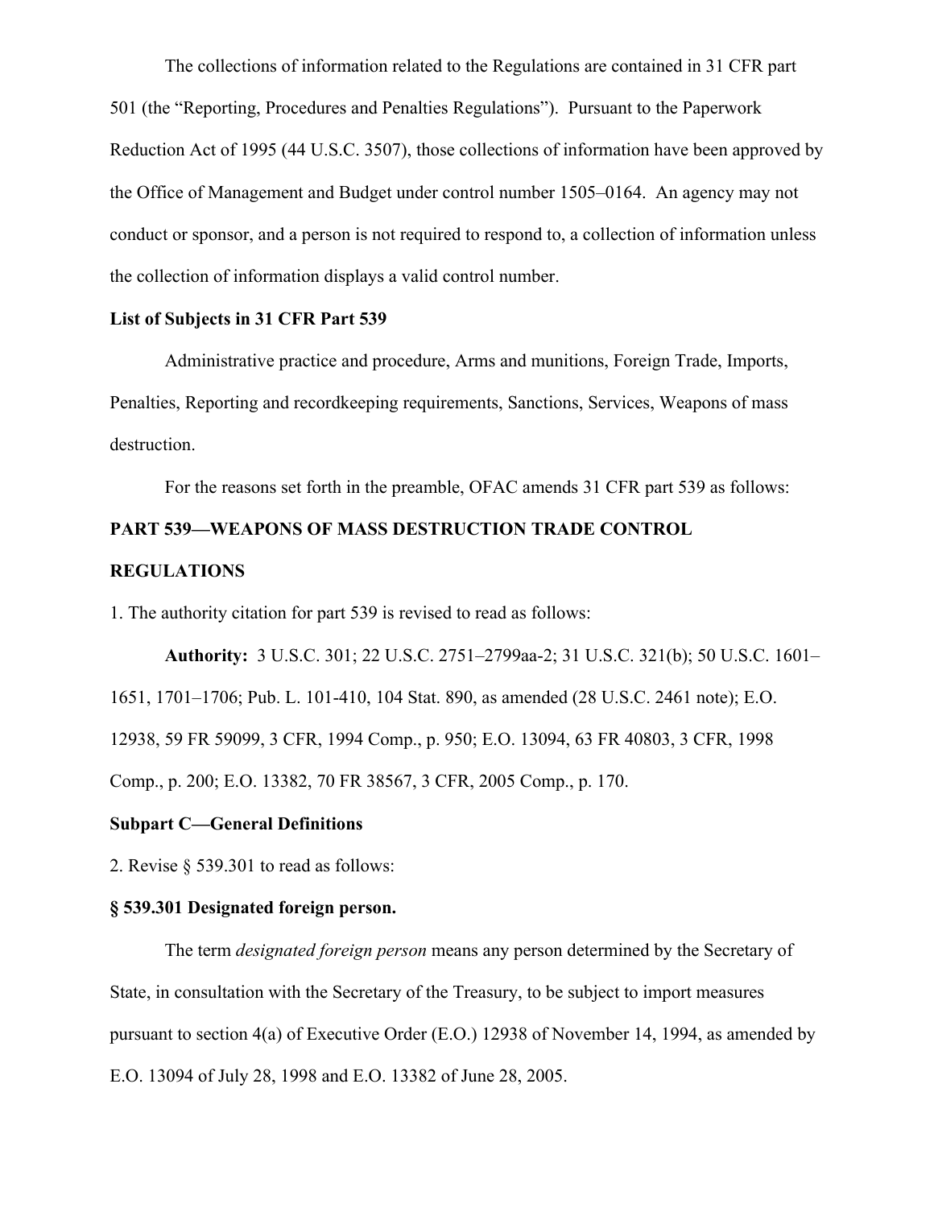The collections of information related to the Regulations are contained in 31 CFR part 501 (the "Reporting, Procedures and Penalties Regulations"). Pursuant to the Paperwork Reduction Act of 1995 (44 U.S.C. 3507), those collections of information have been approved by the Office of Management and Budget under control number 1505–0164. An agency may not conduct or sponsor, and a person is not required to respond to, a collection of information unless the collection of information displays a valid control number.

**List of Subjects in 31 CFR Part 539**

Administrative practice and procedure, Arms and munitions, Foreign Trade, Imports, Penalties, Reporting and recordkeeping requirements, Sanctions, Services, Weapons of mass destruction.

For the reasons set forth in the preamble, OFAC amends 31 CFR part 539 as follows:

**PART 539—WEAPONS OF MASS DESTRUCTION TRADE CONTROL REGULATIONS**

1. The authority citation for part 539 is revised to read as follows:

**Authority:** 3 U.S.C. 301; 22 U.S.C. 2751–2799aa-2; 31 U.S.C. 321(b); 50 U.S.C. 1601–1651, 1701–1706; Pub. L. 101-410, 104 Stat. 890, as amended (28 U.S.C. 2461 note); E.O. 12938, 59 FR 59099, 3 CFR, 1994 Comp., p. 950; E.O. 13094, 63 FR 40803, 3 CFR, 1998 Comp., p. 200; E.O. 13382, 70 FR 38567, 3 CFR, 2005 Comp., p. 170.

**Subpart C—General Definitions**

2. Revise § 539.301 to read as follows:

**§ 539.301 Designated foreign person.**

The term *designated foreign person* means any person determined by the Secretary of State, in consultation with the Secretary of the Treasury, to be subject to import measures pursuant to section 4(a) of Executive Order (E.O.) 12938 of November 14, 1994, as amended by E.O. 13094 of July 28, 1998 and E.O. 13382 of June 28, 2005.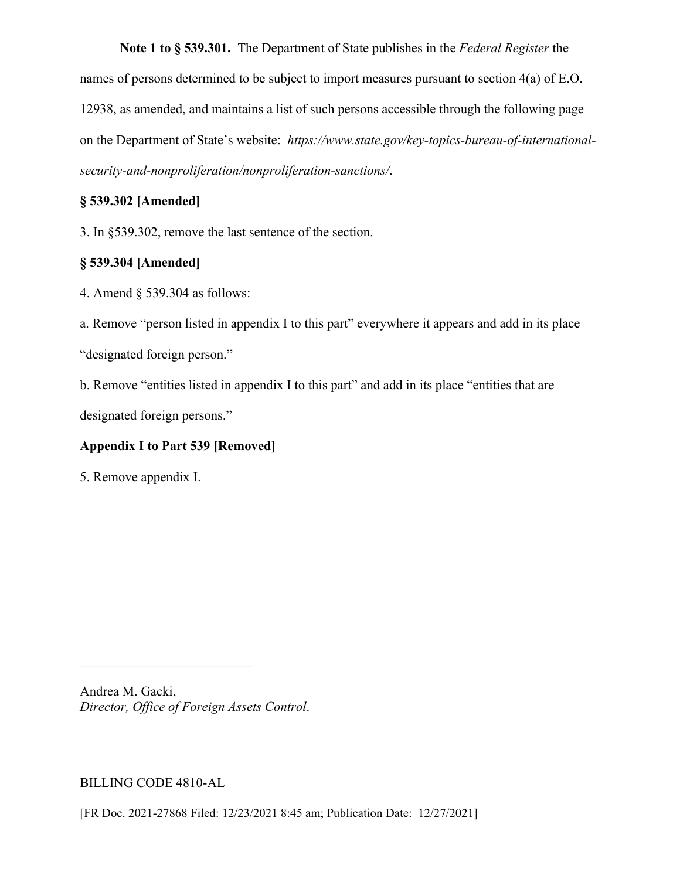**Note 1 to § 539.301.** The Department of State publishes in the *Federal Register* the names of persons determined to be subject to import measures pursuant to section 4(a) of E.O. 12938, as amended, and maintains a list of such persons accessible through the following page on the Department of State's website: *https://www.state.gov/key-topics-bureau-of-international-security-and-nonproliferation/nonproliferation-sanctions/*.

**§ 539.302 [Amended]**

3. In §539.302, remove the last sentence of the section.

**§ 539.304 [Amended]**

4. Amend § 539.304 as follows:

a. Remove "person listed in appendix I to this part" everywhere it appears and add in its place "designated foreign person."

b. Remove "entities listed in appendix I to this part" and add in its place "entities that are designated foreign persons."

**Appendix I to Part 539 [Removed]**

5. Remove appendix I.

Andrea M. Gacki,
*Director, Office of Foreign Assets Control*.

BILLING CODE 4810-AL

[FR Doc. 2021-27868 Filed: 12/23/2021 8:45 am; Publication Date: 12/27/2021]